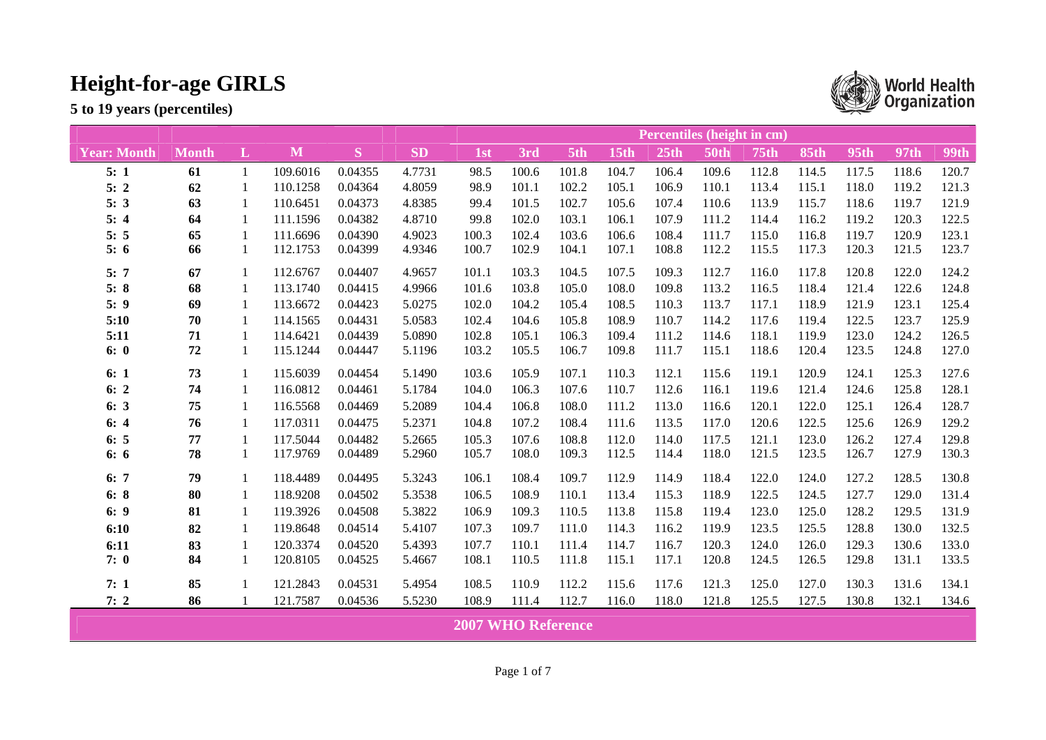# Height-for-age GIRLS

**5 to 19 years (percentiles)**

World Health Organization

| Year: Month | Month | L | M | S | SD | Percentiles (height in cm) | | | | | | | | | | |
|---|---|---|---|---|---|---|---|---|---|---|---|---|---|---|---|---|
| | | | | | | 1st | 3rd | 5th | 15th | 25th | 50th | 75th | 85th | 95th | 97th | 99th |
| **5: 1** | **61** | 1 | 109.6016 | 0.04355 | 4.7731 | 98.5 | 100.6 | 101.8 | 104.7 | 106.4 | 109.6 | 112.8 | 114.5 | 117.5 | 118.6 | 120.7 |
| **5: 2** | **62** | 1 | 110.1258 | 0.04364 | 4.8059 | 98.9 | 101.1 | 102.2 | 105.1 | 106.9 | 110.1 | 113.4 | 115.1 | 118.0 | 119.2 | 121.3 |
| **5: 3** | **63** | 1 | 110.6451 | 0.04373 | 4.8385 | 99.4 | 101.5 | 102.7 | 105.6 | 107.4 | 110.6 | 113.9 | 115.7 | 118.6 | 119.7 | 121.9 |
| **5: 4** | **64** | 1 | 111.1596 | 0.04382 | 4.8710 | 99.8 | 102.0 | 103.1 | 106.1 | 107.9 | 111.2 | 114.4 | 116.2 | 119.2 | 120.3 | 122.5 |
| **5: 5** | **65** | 1 | 111.6696 | 0.04390 | 4.9023 | 100.3 | 102.4 | 103.6 | 106.6 | 108.4 | 111.7 | 115.0 | 116.8 | 119.7 | 120.9 | 123.1 |
| **5: 6** | **66** | 1 | 112.1753 | 0.04399 | 4.9346 | 100.7 | 102.9 | 104.1 | 107.1 | 108.8 | 112.2 | 115.5 | 117.3 | 120.3 | 121.5 | 123.7 |
| **5: 7** | **67** | 1 | 112.6767 | 0.04407 | 4.9657 | 101.1 | 103.3 | 104.5 | 107.5 | 109.3 | 112.7 | 116.0 | 117.8 | 120.8 | 122.0 | 124.2 |
| **5: 8** | **68** | 1 | 113.1740 | 0.04415 | 4.9966 | 101.6 | 103.8 | 105.0 | 108.0 | 109.8 | 113.2 | 116.5 | 118.4 | 121.4 | 122.6 | 124.8 |
| **5: 9** | **69** | 1 | 113.6672 | 0.04423 | 5.0275 | 102.0 | 104.2 | 105.4 | 108.5 | 110.3 | 113.7 | 117.1 | 118.9 | 121.9 | 123.1 | 125.4 |
| **5:10** | **70** | 1 | 114.1565 | 0.04431 | 5.0583 | 102.4 | 104.6 | 105.8 | 108.9 | 110.7 | 114.2 | 117.6 | 119.4 | 122.5 | 123.7 | 125.9 |
| **5:11** | **71** | 1 | 114.6421 | 0.04439 | 5.0890 | 102.8 | 105.1 | 106.3 | 109.4 | 111.2 | 114.6 | 118.1 | 119.9 | 123.0 | 124.2 | 126.5 |
| **6: 0** | **72** | 1 | 115.1244 | 0.04447 | 5.1196 | 103.2 | 105.5 | 106.7 | 109.8 | 111.7 | 115.1 | 118.6 | 120.4 | 123.5 | 124.8 | 127.0 |
| **6: 1** | **73** | 1 | 115.6039 | 0.04454 | 5.1490 | 103.6 | 105.9 | 107.1 | 110.3 | 112.1 | 115.6 | 119.1 | 120.9 | 124.1 | 125.3 | 127.6 |
| **6: 2** | **74** | 1 | 116.0812 | 0.04461 | 5.1784 | 104.0 | 106.3 | 107.6 | 110.7 | 112.6 | 116.1 | 119.6 | 121.4 | 124.6 | 125.8 | 128.1 |
| **6: 3** | **75** | 1 | 116.5568 | 0.04469 | 5.2089 | 104.4 | 106.8 | 108.0 | 111.2 | 113.0 | 116.6 | 120.1 | 122.0 | 125.1 | 126.4 | 128.7 |
| **6: 4** | **76** | 1 | 117.0311 | 0.04475 | 5.2371 | 104.8 | 107.2 | 108.4 | 111.6 | 113.5 | 117.0 | 120.6 | 122.5 | 125.6 | 126.9 | 129.2 |
| **6: 5** | **77** | 1 | 117.5044 | 0.04482 | 5.2665 | 105.3 | 107.6 | 108.8 | 112.0 | 114.0 | 117.5 | 121.1 | 123.0 | 126.2 | 127.4 | 129.8 |
| **6: 6** | **78** | 1 | 117.9769 | 0.04489 | 5.2960 | 105.7 | 108.0 | 109.3 | 112.5 | 114.4 | 118.0 | 121.5 | 123.5 | 126.7 | 127.9 | 130.3 |
| **6: 7** | **79** | 1 | 118.4489 | 0.04495 | 5.3243 | 106.1 | 108.4 | 109.7 | 112.9 | 114.9 | 118.4 | 122.0 | 124.0 | 127.2 | 128.5 | 130.8 |
| **6: 8** | **80** | 1 | 118.9208 | 0.04502 | 5.3538 | 106.5 | 108.9 | 110.1 | 113.4 | 115.3 | 118.9 | 122.5 | 124.5 | 127.7 | 129.0 | 131.4 |
| **6: 9** | **81** | 1 | 119.3926 | 0.04508 | 5.3822 | 106.9 | 109.3 | 110.5 | 113.8 | 115.8 | 119.4 | 123.0 | 125.0 | 128.2 | 129.5 | 131.9 |
| **6:10** | **82** | 1 | 119.8648 | 0.04514 | 5.4107 | 107.3 | 109.7 | 111.0 | 114.3 | 116.2 | 119.9 | 123.5 | 125.5 | 128.8 | 130.0 | 132.5 |
| **6:11** | **83** | 1 | 120.3374 | 0.04520 | 5.4393 | 107.7 | 110.1 | 111.4 | 114.7 | 116.7 | 120.3 | 124.0 | 126.0 | 129.3 | 130.6 | 133.0 |
| **7: 0** | **84** | 1 | 120.8105 | 0.04525 | 5.4667 | 108.1 | 110.5 | 111.8 | 115.1 | 117.1 | 120.8 | 124.5 | 126.5 | 129.8 | 131.1 | 133.5 |
| **7: 1** | **85** | 1 | 121.2843 | 0.04531 | 5.4954 | 108.5 | 110.9 | 112.2 | 115.6 | 117.6 | 121.3 | 125.0 | 127.0 | 130.3 | 131.6 | 134.1 |
| **7: 2** | **86** | 1 | 121.7587 | 0.04536 | 5.5230 | 108.9 | 111.4 | 112.7 | 116.0 | 118.0 | 121.8 | 125.5 | 127.5 | 130.8 | 132.1 | 134.6 |

**2007 WHO Reference**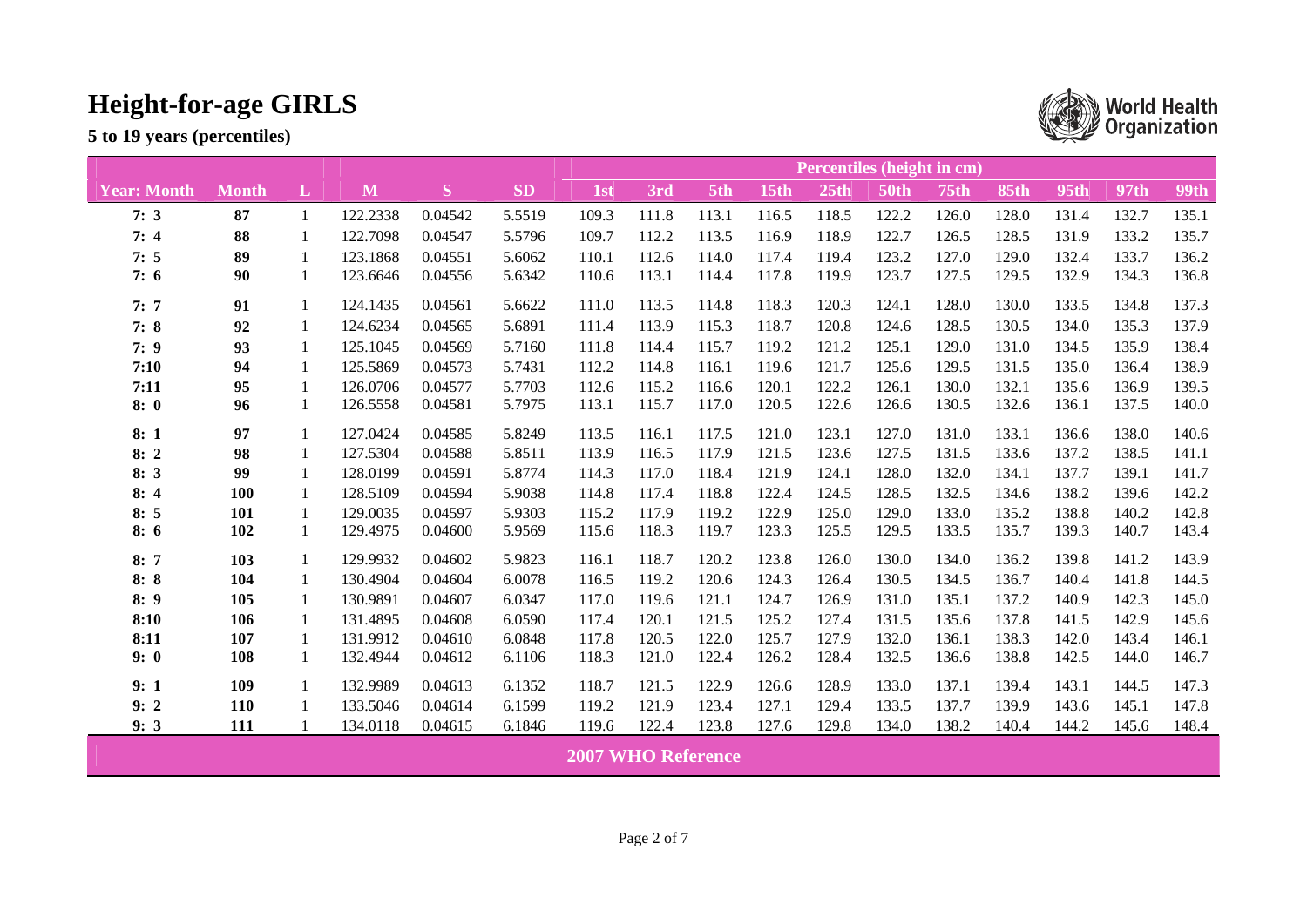# Height-for-age GIRLS

**5 to 19 years (percentiles)**

World Health Organization

| Year: Month | Month | L | M | S | SD | Percentiles (height in cm) | | | | | | | | | | |
|---|---|---|---|---|---|---|---|---|---|---|---|---|---|---|---|---|
| | | | | | | 1st | 3rd | 5th | 15th | 25th | 50th | 75th | 85th | 95th | 97th | 99th |
| 7: 3 | 87 | 1 | 122.2338 | 0.04542 | 5.5519 | 109.3 | 111.8 | 113.1 | 116.5 | 118.5 | 122.2 | 126.0 | 128.0 | 131.4 | 132.7 | 135.1 |
| 7: 4 | 88 | 1 | 122.7098 | 0.04547 | 5.5796 | 109.7 | 112.2 | 113.5 | 116.9 | 118.9 | 122.7 | 126.5 | 128.5 | 131.9 | 133.2 | 135.7 |
| 7: 5 | 89 | 1 | 123.1868 | 0.04551 | 5.6062 | 110.1 | 112.6 | 114.0 | 117.4 | 119.4 | 123.2 | 127.0 | 129.0 | 132.4 | 133.7 | 136.2 |
| 7: 6 | 90 | 1 | 123.6646 | 0.04556 | 5.6342 | 110.6 | 113.1 | 114.4 | 117.8 | 119.9 | 123.7 | 127.5 | 129.5 | 132.9 | 134.3 | 136.8 |
| 7: 7 | 91 | 1 | 124.1435 | 0.04561 | 5.6622 | 111.0 | 113.5 | 114.8 | 118.3 | 120.3 | 124.1 | 128.0 | 130.0 | 133.5 | 134.8 | 137.3 |
| 7: 8 | 92 | 1 | 124.6234 | 0.04565 | 5.6891 | 111.4 | 113.9 | 115.3 | 118.7 | 120.8 | 124.6 | 128.5 | 130.5 | 134.0 | 135.3 | 137.9 |
| 7: 9 | 93 | 1 | 125.1045 | 0.04569 | 5.7160 | 111.8 | 114.4 | 115.7 | 119.2 | 121.2 | 125.1 | 129.0 | 131.0 | 134.5 | 135.9 | 138.4 |
| 7:10 | 94 | 1 | 125.5869 | 0.04573 | 5.7431 | 112.2 | 114.8 | 116.1 | 119.6 | 121.7 | 125.6 | 129.5 | 131.5 | 135.0 | 136.4 | 138.9 |
| 7:11 | 95 | 1 | 126.0706 | 0.04577 | 5.7703 | 112.6 | 115.2 | 116.6 | 120.1 | 122.2 | 126.1 | 130.0 | 132.1 | 135.6 | 136.9 | 139.5 |
| 8: 0 | 96 | 1 | 126.5558 | 0.04581 | 5.7975 | 113.1 | 115.7 | 117.0 | 120.5 | 122.6 | 126.6 | 130.5 | 132.6 | 136.1 | 137.5 | 140.0 |
| 8: 1 | 97 | 1 | 127.0424 | 0.04585 | 5.8249 | 113.5 | 116.1 | 117.5 | 121.0 | 123.1 | 127.0 | 131.0 | 133.1 | 136.6 | 138.0 | 140.6 |
| 8: 2 | 98 | 1 | 127.5304 | 0.04588 | 5.8511 | 113.9 | 116.5 | 117.9 | 121.5 | 123.6 | 127.5 | 131.5 | 133.6 | 137.2 | 138.5 | 141.1 |
| 8: 3 | 99 | 1 | 128.0199 | 0.04591 | 5.8774 | 114.3 | 117.0 | 118.4 | 121.9 | 124.1 | 128.0 | 132.0 | 134.1 | 137.7 | 139.1 | 141.7 |
| 8: 4 | 100 | 1 | 128.5109 | 0.04594 | 5.9038 | 114.8 | 117.4 | 118.8 | 122.4 | 124.5 | 128.5 | 132.5 | 134.6 | 138.2 | 139.6 | 142.2 |
| 8: 5 | 101 | 1 | 129.0035 | 0.04597 | 5.9303 | 115.2 | 117.9 | 119.2 | 122.9 | 125.0 | 129.0 | 133.0 | 135.2 | 138.8 | 140.2 | 142.8 |
| 8: 6 | 102 | 1 | 129.4975 | 0.04600 | 5.9569 | 115.6 | 118.3 | 119.7 | 123.3 | 125.5 | 129.5 | 133.5 | 135.7 | 139.3 | 140.7 | 143.4 |
| 8: 7 | 103 | 1 | 129.9932 | 0.04602 | 5.9823 | 116.1 | 118.7 | 120.2 | 123.8 | 126.0 | 130.0 | 134.0 | 136.2 | 139.8 | 141.2 | 143.9 |
| 8: 8 | 104 | 1 | 130.4904 | 0.04604 | 6.0078 | 116.5 | 119.2 | 120.6 | 124.3 | 126.4 | 130.5 | 134.5 | 136.7 | 140.4 | 141.8 | 144.5 |
| 8: 9 | 105 | 1 | 130.9891 | 0.04607 | 6.0347 | 117.0 | 119.6 | 121.1 | 124.7 | 126.9 | 131.0 | 135.1 | 137.2 | 140.9 | 142.3 | 145.0 |
| 8:10 | 106 | 1 | 131.4895 | 0.04608 | 6.0590 | 117.4 | 120.1 | 121.5 | 125.2 | 127.4 | 131.5 | 135.6 | 137.8 | 141.5 | 142.9 | 145.6 |
| 8:11 | 107 | 1 | 131.9912 | 0.04610 | 6.0848 | 117.8 | 120.5 | 122.0 | 125.7 | 127.9 | 132.0 | 136.1 | 138.3 | 142.0 | 143.4 | 146.1 |
| 9: 0 | 108 | 1 | 132.4944 | 0.04612 | 6.1106 | 118.3 | 121.0 | 122.4 | 126.2 | 128.4 | 132.5 | 136.6 | 138.8 | 142.5 | 144.0 | 146.7 |
| 9: 1 | 109 | 1 | 132.9989 | 0.04613 | 6.1352 | 118.7 | 121.5 | 122.9 | 126.6 | 128.9 | 133.0 | 137.1 | 139.4 | 143.1 | 144.5 | 147.3 |
| 9: 2 | 110 | 1 | 133.5046 | 0.04614 | 6.1599 | 119.2 | 121.9 | 123.4 | 127.1 | 129.4 | 133.5 | 137.7 | 139.9 | 143.6 | 145.1 | 147.8 |
| 9: 3 | 111 | 1 | 134.0118 | 0.04615 | 6.1846 | 119.6 | 122.4 | 123.8 | 127.6 | 129.8 | 134.0 | 138.2 | 140.4 | 144.2 | 145.6 | 148.4 |

**2007 WHO Reference**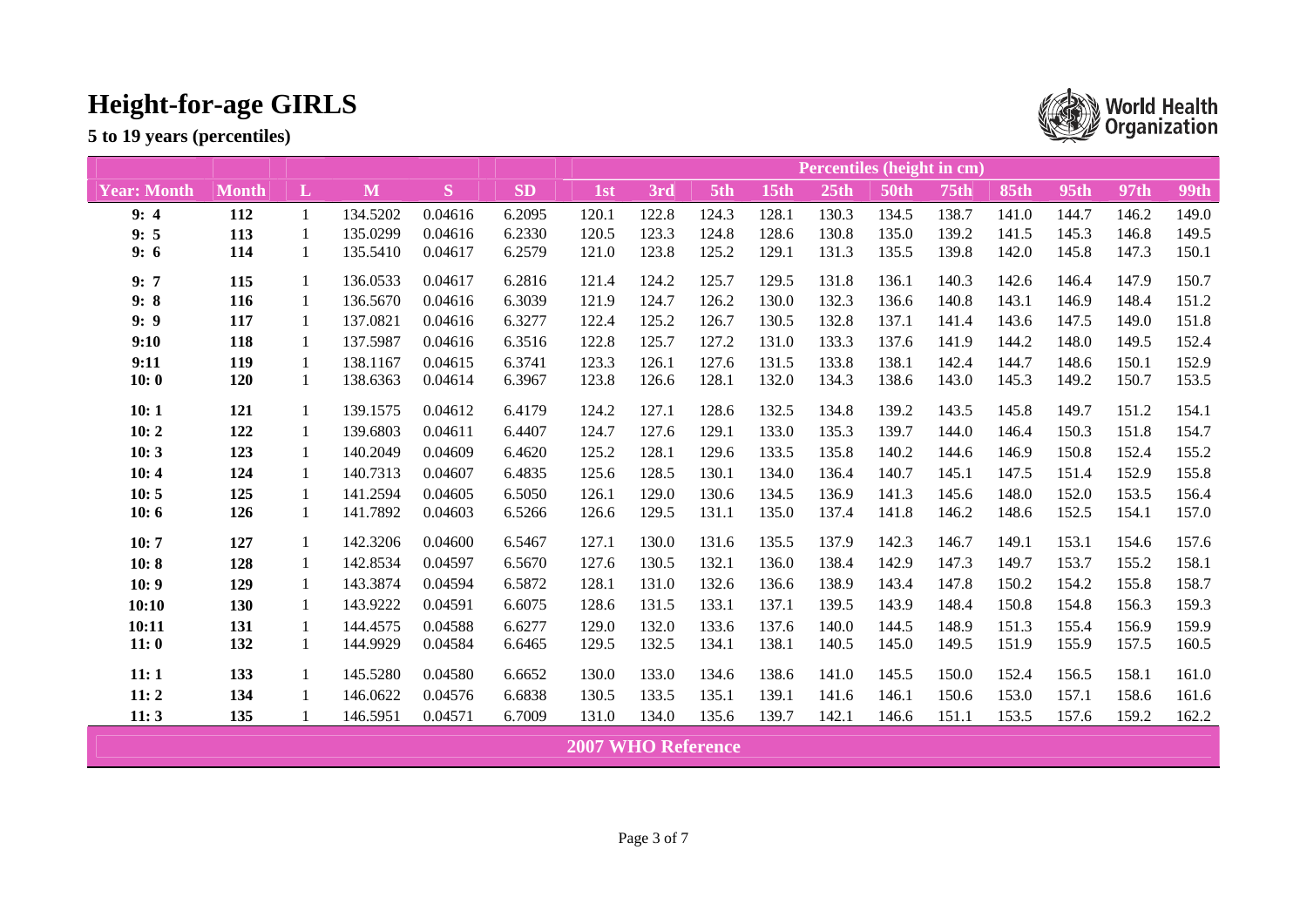# Height-for-age GIRLS

**5 to 19 years (percentiles)**

| | | | | | | Percentiles (height in cm) | | | | | | | | | | |
|---|---|---|---|---|---|---|---|---|---|---|---|---|---|---|---|---|
| **Year: Month** | **Month** | **L** | **M** | **S** | **SD** | **1st** | **3rd** | **5th** | **15th** | **25th** | **50th** | **75th** | **85th** | **95th** | **97th** | **99th** |
| **9: 4** | **112** | 1 | 134.5202 | 0.04616 | 6.2095 | 120.1 | 122.8 | 124.3 | 128.1 | 130.3 | 134.5 | 138.7 | 141.0 | 144.7 | 146.2 | 149.0 |
| **9: 5** | **113** | 1 | 135.0299 | 0.04616 | 6.2330 | 120.5 | 123.3 | 124.8 | 128.6 | 130.8 | 135.0 | 139.2 | 141.5 | 145.3 | 146.8 | 149.5 |
| **9: 6** | **114** | 1 | 135.5410 | 0.04617 | 6.2579 | 121.0 | 123.8 | 125.2 | 129.1 | 131.3 | 135.5 | 139.8 | 142.0 | 145.8 | 147.3 | 150.1 |
| **9: 7** | **115** | 1 | 136.0533 | 0.04617 | 6.2816 | 121.4 | 124.2 | 125.7 | 129.5 | 131.8 | 136.1 | 140.3 | 142.6 | 146.4 | 147.9 | 150.7 |
| **9: 8** | **116** | 1 | 136.5670 | 0.04616 | 6.3039 | 121.9 | 124.7 | 126.2 | 130.0 | 132.3 | 136.6 | 140.8 | 143.1 | 146.9 | 148.4 | 151.2 |
| **9: 9** | **117** | 1 | 137.0821 | 0.04616 | 6.3277 | 122.4 | 125.2 | 126.7 | 130.5 | 132.8 | 137.1 | 141.4 | 143.6 | 147.5 | 149.0 | 151.8 |
| **9:10** | **118** | 1 | 137.5987 | 0.04616 | 6.3516 | 122.8 | 125.7 | 127.2 | 131.0 | 133.3 | 137.6 | 141.9 | 144.2 | 148.0 | 149.5 | 152.4 |
| **9:11** | **119** | 1 | 138.1167 | 0.04615 | 6.3741 | 123.3 | 126.1 | 127.6 | 131.5 | 133.8 | 138.1 | 142.4 | 144.7 | 148.6 | 150.1 | 152.9 |
| **10: 0** | **120** | 1 | 138.6363 | 0.04614 | 6.3967 | 123.8 | 126.6 | 128.1 | 132.0 | 134.3 | 138.6 | 143.0 | 145.3 | 149.2 | 150.7 | 153.5 |
| **10: 1** | **121** | 1 | 139.1575 | 0.04612 | 6.4179 | 124.2 | 127.1 | 128.6 | 132.5 | 134.8 | 139.2 | 143.5 | 145.8 | 149.7 | 151.2 | 154.1 |
| **10: 2** | **122** | 1 | 139.6803 | 0.04611 | 6.4407 | 124.7 | 127.6 | 129.1 | 133.0 | 135.3 | 139.7 | 144.0 | 146.4 | 150.3 | 151.8 | 154.7 |
| **10: 3** | **123** | 1 | 140.2049 | 0.04609 | 6.4620 | 125.2 | 128.1 | 129.6 | 133.5 | 135.8 | 140.2 | 144.6 | 146.9 | 150.8 | 152.4 | 155.2 |
| **10: 4** | **124** | 1 | 140.7313 | 0.04607 | 6.4835 | 125.6 | 128.5 | 130.1 | 134.0 | 136.4 | 140.7 | 145.1 | 147.5 | 151.4 | 152.9 | 155.8 |
| **10: 5** | **125** | 1 | 141.2594 | 0.04605 | 6.5050 | 126.1 | 129.0 | 130.6 | 134.5 | 136.9 | 141.3 | 145.6 | 148.0 | 152.0 | 153.5 | 156.4 |
| **10: 6** | **126** | 1 | 141.7892 | 0.04603 | 6.5266 | 126.6 | 129.5 | 131.1 | 135.0 | 137.4 | 141.8 | 146.2 | 148.6 | 152.5 | 154.1 | 157.0 |
| **10: 7** | **127** | 1 | 142.3206 | 0.04600 | 6.5467 | 127.1 | 130.0 | 131.6 | 135.5 | 137.9 | 142.3 | 146.7 | 149.1 | 153.1 | 154.6 | 157.6 |
| **10: 8** | **128** | 1 | 142.8534 | 0.04597 | 6.5670 | 127.6 | 130.5 | 132.1 | 136.0 | 138.4 | 142.9 | 147.3 | 149.7 | 153.7 | 155.2 | 158.1 |
| **10: 9** | **129** | 1 | 143.3874 | 0.04594 | 6.5872 | 128.1 | 131.0 | 132.6 | 136.6 | 138.9 | 143.4 | 147.8 | 150.2 | 154.2 | 155.8 | 158.7 |
| **10:10** | **130** | 1 | 143.9222 | 0.04591 | 6.6075 | 128.6 | 131.5 | 133.1 | 137.1 | 139.5 | 143.9 | 148.4 | 150.8 | 154.8 | 156.3 | 159.3 |
| **10:11** | **131** | 1 | 144.4575 | 0.04588 | 6.6277 | 129.0 | 132.0 | 133.6 | 137.6 | 140.0 | 144.5 | 148.9 | 151.3 | 155.4 | 156.9 | 159.9 |
| **11: 0** | **132** | 1 | 144.9929 | 0.04584 | 6.6465 | 129.5 | 132.5 | 134.1 | 138.1 | 140.5 | 145.0 | 149.5 | 151.9 | 155.9 | 157.5 | 160.5 |
| **11: 1** | **133** | 1 | 145.5280 | 0.04580 | 6.6652 | 130.0 | 133.0 | 134.6 | 138.6 | 141.0 | 145.5 | 150.0 | 152.4 | 156.5 | 158.1 | 161.0 |
| **11: 2** | **134** | 1 | 146.0622 | 0.04576 | 6.6838 | 130.5 | 133.5 | 135.1 | 139.1 | 141.6 | 146.1 | 150.6 | 153.0 | 157.1 | 158.6 | 161.6 |
| **11: 3** | **135** | 1 | 146.5951 | 0.04571 | 6.7009 | 131.0 | 134.0 | 135.6 | 139.7 | 142.1 | 146.6 | 151.1 | 153.5 | 157.6 | 159.2 | 162.2 |

**2007 WHO Reference**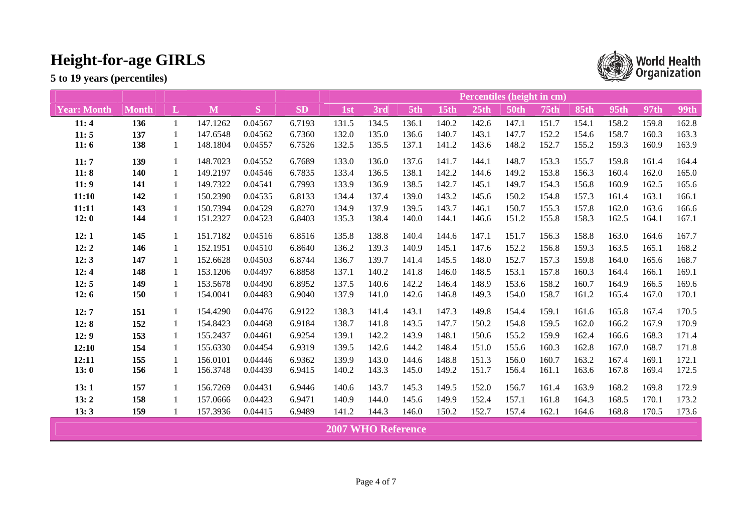# Height-for-age GIRLS

**5 to 19 years (percentiles)**

| | | | | | | Percentiles (height in cm) | | | | | | | | | | |
|---|---|---|---|---|---|---|---|---|---|---|---|---|---|---|---|---|
| **Year: Month** | **Month** | **L** | **M** | **S** | **SD** | **1st** | **3rd** | **5th** | **15th** | **25th** | **50th** | **75th** | **85th** | **95th** | **97th** | **99th** |
| **11: 4** | **136** | 1 | 147.1262 | 0.04567 | 6.7193 | 131.5 | 134.5 | 136.1 | 140.2 | 142.6 | 147.1 | 151.7 | 154.1 | 158.2 | 159.8 | 162.8 |
| **11: 5** | **137** | 1 | 147.6548 | 0.04562 | 6.7360 | 132.0 | 135.0 | 136.6 | 140.7 | 143.1 | 147.7 | 152.2 | 154.6 | 158.7 | 160.3 | 163.3 |
| **11: 6** | **138** | 1 | 148.1804 | 0.04557 | 6.7526 | 132.5 | 135.5 | 137.1 | 141.2 | 143.6 | 148.2 | 152.7 | 155.2 | 159.3 | 160.9 | 163.9 |
| **11: 7** | **139** | 1 | 148.7023 | 0.04552 | 6.7689 | 133.0 | 136.0 | 137.6 | 141.7 | 144.1 | 148.7 | 153.3 | 155.7 | 159.8 | 161.4 | 164.4 |
| **11: 8** | **140** | 1 | 149.2197 | 0.04546 | 6.7835 | 133.4 | 136.5 | 138.1 | 142.2 | 144.6 | 149.2 | 153.8 | 156.3 | 160.4 | 162.0 | 165.0 |
| **11: 9** | **141** | 1 | 149.7322 | 0.04541 | 6.7993 | 133.9 | 136.9 | 138.5 | 142.7 | 145.1 | 149.7 | 154.3 | 156.8 | 160.9 | 162.5 | 165.6 |
| **11:10** | **142** | 1 | 150.2390 | 0.04535 | 6.8133 | 134.4 | 137.4 | 139.0 | 143.2 | 145.6 | 150.2 | 154.8 | 157.3 | 161.4 | 163.1 | 166.1 |
| **11:11** | **143** | 1 | 150.7394 | 0.04529 | 6.8270 | 134.9 | 137.9 | 139.5 | 143.7 | 146.1 | 150.7 | 155.3 | 157.8 | 162.0 | 163.6 | 166.6 |
| **12: 0** | **144** | 1 | 151.2327 | 0.04523 | 6.8403 | 135.3 | 138.4 | 140.0 | 144.1 | 146.6 | 151.2 | 155.8 | 158.3 | 162.5 | 164.1 | 167.1 |
| **12: 1** | **145** | 1 | 151.7182 | 0.04516 | 6.8516 | 135.8 | 138.8 | 140.4 | 144.6 | 147.1 | 151.7 | 156.3 | 158.8 | 163.0 | 164.6 | 167.7 |
| **12: 2** | **146** | 1 | 152.1951 | 0.04510 | 6.8640 | 136.2 | 139.3 | 140.9 | 145.1 | 147.6 | 152.2 | 156.8 | 159.3 | 163.5 | 165.1 | 168.2 |
| **12: 3** | **147** | 1 | 152.6628 | 0.04503 | 6.8744 | 136.7 | 139.7 | 141.4 | 145.5 | 148.0 | 152.7 | 157.3 | 159.8 | 164.0 | 165.6 | 168.7 |
| **12: 4** | **148** | 1 | 153.1206 | 0.04497 | 6.8858 | 137.1 | 140.2 | 141.8 | 146.0 | 148.5 | 153.1 | 157.8 | 160.3 | 164.4 | 166.1 | 169.1 |
| **12: 5** | **149** | 1 | 153.5678 | 0.04490 | 6.8952 | 137.5 | 140.6 | 142.2 | 146.4 | 148.9 | 153.6 | 158.2 | 160.7 | 164.9 | 166.5 | 169.6 |
| **12: 6** | **150** | 1 | 154.0041 | 0.04483 | 6.9040 | 137.9 | 141.0 | 142.6 | 146.8 | 149.3 | 154.0 | 158.7 | 161.2 | 165.4 | 167.0 | 170.1 |
| **12: 7** | **151** | 1 | 154.4290 | 0.04476 | 6.9122 | 138.3 | 141.4 | 143.1 | 147.3 | 149.8 | 154.4 | 159.1 | 161.6 | 165.8 | 167.4 | 170.5 |
| **12: 8** | **152** | 1 | 154.8423 | 0.04468 | 6.9184 | 138.7 | 141.8 | 143.5 | 147.7 | 150.2 | 154.8 | 159.5 | 162.0 | 166.2 | 167.9 | 170.9 |
| **12: 9** | **153** | 1 | 155.2437 | 0.04461 | 6.9254 | 139.1 | 142.2 | 143.9 | 148.1 | 150.6 | 155.2 | 159.9 | 162.4 | 166.6 | 168.3 | 171.4 |
| **12:10** | **154** | 1 | 155.6330 | 0.04454 | 6.9319 | 139.5 | 142.6 | 144.2 | 148.4 | 151.0 | 155.6 | 160.3 | 162.8 | 167.0 | 168.7 | 171.8 |
| **12:11** | **155** | 1 | 156.0101 | 0.04446 | 6.9362 | 139.9 | 143.0 | 144.6 | 148.8 | 151.3 | 156.0 | 160.7 | 163.2 | 167.4 | 169.1 | 172.1 |
| **13: 0** | **156** | 1 | 156.3748 | 0.04439 | 6.9415 | 140.2 | 143.3 | 145.0 | 149.2 | 151.7 | 156.4 | 161.1 | 163.6 | 167.8 | 169.4 | 172.5 |
| **13: 1** | **157** | 1 | 156.7269 | 0.04431 | 6.9446 | 140.6 | 143.7 | 145.3 | 149.5 | 152.0 | 156.7 | 161.4 | 163.9 | 168.2 | 169.8 | 172.9 |
| **13: 2** | **158** | 1 | 157.0666 | 0.04423 | 6.9471 | 140.9 | 144.0 | 145.6 | 149.9 | 152.4 | 157.1 | 161.8 | 164.3 | 168.5 | 170.1 | 173.2 |
| **13: 3** | **159** | 1 | 157.3936 | 0.04415 | 6.9489 | 141.2 | 144.3 | 146.0 | 150.2 | 152.7 | 157.4 | 162.1 | 164.6 | 168.8 | 170.5 | 173.6 |

**2007 WHO Reference**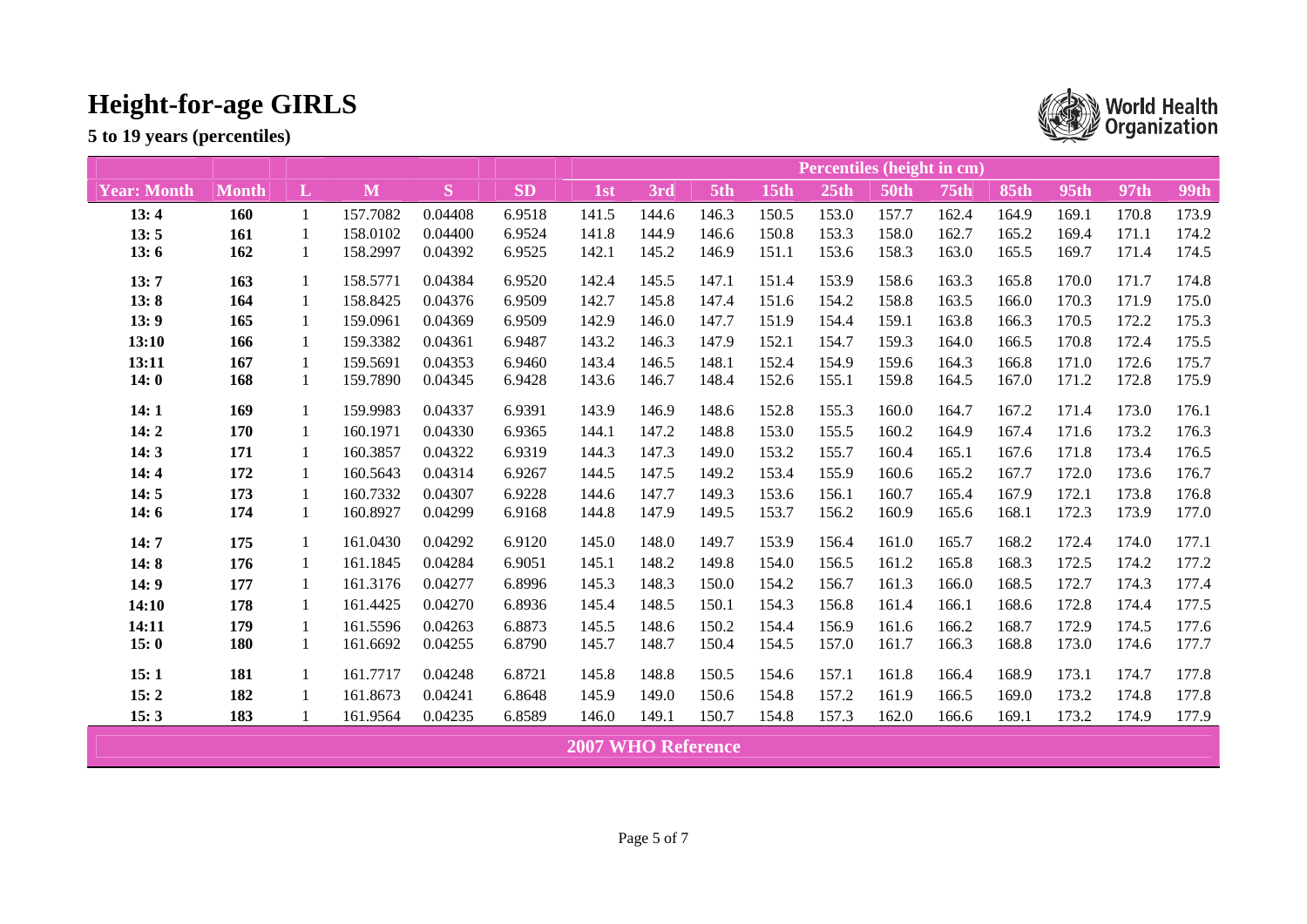# Height-for-age GIRLS

**5 to 19 years (percentiles)**

| | | | | | | Percentiles (height in cm) | | | | | | | | | | |
|---|---|---|---|---|---|---|---|---|---|---|---|---|---|---|---|---|
| Year: Month | Month | L | M | S | SD | 1st | 3rd | 5th | 15th | 25th | 50th | 75th | 85th | 95th | 97th | 99th |
| **13: 4** | **160** | 1 | 157.7082 | 0.04408 | 6.9518 | 141.5 | 144.6 | 146.3 | 150.5 | 153.0 | 157.7 | 162.4 | 164.9 | 169.1 | 170.8 | 173.9 |
| **13: 5** | **161** | 1 | 158.0102 | 0.04400 | 6.9524 | 141.8 | 144.9 | 146.6 | 150.8 | 153.3 | 158.0 | 162.7 | 165.2 | 169.4 | 171.1 | 174.2 |
| **13: 6** | **162** | 1 | 158.2997 | 0.04392 | 6.9525 | 142.1 | 145.2 | 146.9 | 151.1 | 153.6 | 158.3 | 163.0 | 165.5 | 169.7 | 171.4 | 174.5 |
| **13: 7** | **163** | 1 | 158.5771 | 0.04384 | 6.9520 | 142.4 | 145.5 | 147.1 | 151.4 | 153.9 | 158.6 | 163.3 | 165.8 | 170.0 | 171.7 | 174.8 |
| **13: 8** | **164** | 1 | 158.8425 | 0.04376 | 6.9509 | 142.7 | 145.8 | 147.4 | 151.6 | 154.2 | 158.8 | 163.5 | 166.0 | 170.3 | 171.9 | 175.0 |
| **13: 9** | **165** | 1 | 159.0961 | 0.04369 | 6.9509 | 142.9 | 146.0 | 147.7 | 151.9 | 154.4 | 159.1 | 163.8 | 166.3 | 170.5 | 172.2 | 175.3 |
| **13:10** | **166** | 1 | 159.3382 | 0.04361 | 6.9487 | 143.2 | 146.3 | 147.9 | 152.1 | 154.7 | 159.3 | 164.0 | 166.5 | 170.8 | 172.4 | 175.5 |
| **13:11** | **167** | 1 | 159.5691 | 0.04353 | 6.9460 | 143.4 | 146.5 | 148.1 | 152.4 | 154.9 | 159.6 | 164.3 | 166.8 | 171.0 | 172.6 | 175.7 |
| **14: 0** | **168** | 1 | 159.7890 | 0.04345 | 6.9428 | 143.6 | 146.7 | 148.4 | 152.6 | 155.1 | 159.8 | 164.5 | 167.0 | 171.2 | 172.8 | 175.9 |
| **14: 1** | **169** | 1 | 159.9983 | 0.04337 | 6.9391 | 143.9 | 146.9 | 148.6 | 152.8 | 155.3 | 160.0 | 164.7 | 167.2 | 171.4 | 173.0 | 176.1 |
| **14: 2** | **170** | 1 | 160.1971 | 0.04330 | 6.9365 | 144.1 | 147.2 | 148.8 | 153.0 | 155.5 | 160.2 | 164.9 | 167.4 | 171.6 | 173.2 | 176.3 |
| **14: 3** | **171** | 1 | 160.3857 | 0.04322 | 6.9319 | 144.3 | 147.3 | 149.0 | 153.2 | 155.7 | 160.4 | 165.1 | 167.6 | 171.8 | 173.4 | 176.5 |
| **14: 4** | **172** | 1 | 160.5643 | 0.04314 | 6.9267 | 144.5 | 147.5 | 149.2 | 153.4 | 155.9 | 160.6 | 165.2 | 167.7 | 172.0 | 173.6 | 176.7 |
| **14: 5** | **173** | 1 | 160.7332 | 0.04307 | 6.9228 | 144.6 | 147.7 | 149.3 | 153.6 | 156.1 | 160.7 | 165.4 | 167.9 | 172.1 | 173.8 | 176.8 |
| **14: 6** | **174** | 1 | 160.8927 | 0.04299 | 6.9168 | 144.8 | 147.9 | 149.5 | 153.7 | 156.2 | 160.9 | 165.6 | 168.1 | 172.3 | 173.9 | 177.0 |
| **14: 7** | **175** | 1 | 161.0430 | 0.04292 | 6.9120 | 145.0 | 148.0 | 149.7 | 153.9 | 156.4 | 161.0 | 165.7 | 168.2 | 172.4 | 174.0 | 177.1 |
| **14: 8** | **176** | 1 | 161.1845 | 0.04284 | 6.9051 | 145.1 | 148.2 | 149.8 | 154.0 | 156.5 | 161.2 | 165.8 | 168.3 | 172.5 | 174.2 | 177.2 |
| **14: 9** | **177** | 1 | 161.3176 | 0.04277 | 6.8996 | 145.3 | 148.3 | 150.0 | 154.2 | 156.7 | 161.3 | 166.0 | 168.5 | 172.7 | 174.3 | 177.4 |
| **14:10** | **178** | 1 | 161.4425 | 0.04270 | 6.8936 | 145.4 | 148.5 | 150.1 | 154.3 | 156.8 | 161.4 | 166.1 | 168.6 | 172.8 | 174.4 | 177.5 |
| **14:11** | **179** | 1 | 161.5596 | 0.04263 | 6.8873 | 145.5 | 148.6 | 150.2 | 154.4 | 156.9 | 161.6 | 166.2 | 168.7 | 172.9 | 174.5 | 177.6 |
| **15: 0** | **180** | 1 | 161.6692 | 0.04255 | 6.8790 | 145.7 | 148.7 | 150.4 | 154.5 | 157.0 | 161.7 | 166.3 | 168.8 | 173.0 | 174.6 | 177.7 |
| **15: 1** | **181** | 1 | 161.7717 | 0.04248 | 6.8721 | 145.8 | 148.8 | 150.5 | 154.6 | 157.1 | 161.8 | 166.4 | 168.9 | 173.1 | 174.7 | 177.8 |
| **15: 2** | **182** | 1 | 161.8673 | 0.04241 | 6.8648 | 145.9 | 149.0 | 150.6 | 154.8 | 157.2 | 161.9 | 166.5 | 169.0 | 173.2 | 174.8 | 177.8 |
| **15: 3** | **183** | 1 | 161.9564 | 0.04235 | 6.8589 | 146.0 | 149.1 | 150.7 | 154.8 | 157.3 | 162.0 | 166.6 | 169.1 | 173.2 | 174.9 | 177.9 |

**2007 WHO Reference**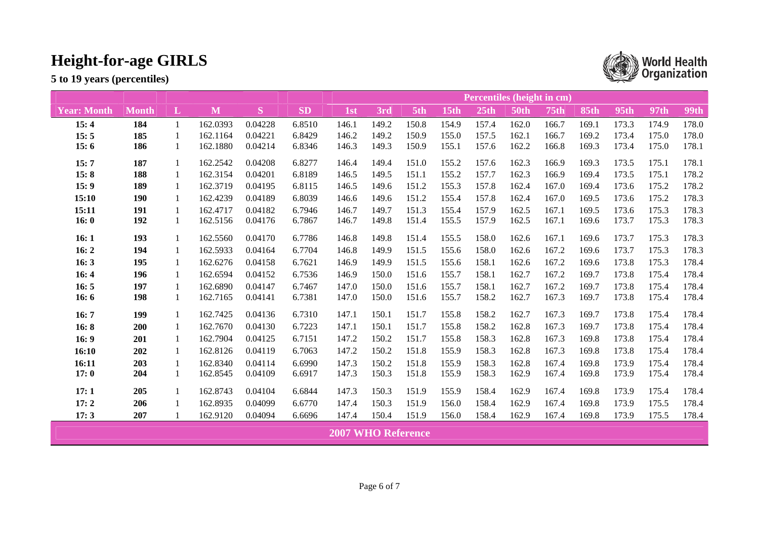# Height-for-age GIRLS

**5 to 19 years (percentiles)**

| | | | | | | Percentiles (height in cm) | | | | | | | | | | |
|---|---|---|---|---|---|---|---|---|---|---|---|---|---|---|---|---|
| **Year: Month** | **Month** | **L** | **M** | **S** | **SD** | **1st** | **3rd** | **5th** | **15th** | **25th** | **50th** | **75th** | **85th** | **95th** | **97th** | **99th** |
| **15: 4** | **184** | 1 | 162.0393 | 0.04228 | 6.8510 | 146.1 | 149.2 | 150.8 | 154.9 | 157.4 | 162.0 | 166.7 | 169.1 | 173.3 | 174.9 | 178.0 |
| **15: 5** | **185** | 1 | 162.1164 | 0.04221 | 6.8429 | 146.2 | 149.2 | 150.9 | 155.0 | 157.5 | 162.1 | 166.7 | 169.2 | 173.4 | 175.0 | 178.0 |
| **15: 6** | **186** | 1 | 162.1880 | 0.04214 | 6.8346 | 146.3 | 149.3 | 150.9 | 155.1 | 157.6 | 162.2 | 166.8 | 169.3 | 173.4 | 175.0 | 178.1 |
| **15: 7** | **187** | 1 | 162.2542 | 0.04208 | 6.8277 | 146.4 | 149.4 | 151.0 | 155.2 | 157.6 | 162.3 | 166.9 | 169.3 | 173.5 | 175.1 | 178.1 |
| **15: 8** | **188** | 1 | 162.3154 | 0.04201 | 6.8189 | 146.5 | 149.5 | 151.1 | 155.2 | 157.7 | 162.3 | 166.9 | 169.4 | 173.5 | 175.1 | 178.2 |
| **15: 9** | **189** | 1 | 162.3719 | 0.04195 | 6.8115 | 146.5 | 149.6 | 151.2 | 155.3 | 157.8 | 162.4 | 167.0 | 169.4 | 173.6 | 175.2 | 178.2 |
| **15:10** | **190** | 1 | 162.4239 | 0.04189 | 6.8039 | 146.6 | 149.6 | 151.2 | 155.4 | 157.8 | 162.4 | 167.0 | 169.5 | 173.6 | 175.2 | 178.3 |
| **15:11** | **191** | 1 | 162.4717 | 0.04182 | 6.7946 | 146.7 | 149.7 | 151.3 | 155.4 | 157.9 | 162.5 | 167.1 | 169.5 | 173.6 | 175.3 | 178.3 |
| **16: 0** | **192** | 1 | 162.5156 | 0.04176 | 6.7867 | 146.7 | 149.8 | 151.4 | 155.5 | 157.9 | 162.5 | 167.1 | 169.6 | 173.7 | 175.3 | 178.3 |
| **16: 1** | **193** | 1 | 162.5560 | 0.04170 | 6.7786 | 146.8 | 149.8 | 151.4 | 155.5 | 158.0 | 162.6 | 167.1 | 169.6 | 173.7 | 175.3 | 178.3 |
| **16: 2** | **194** | 1 | 162.5933 | 0.04164 | 6.7704 | 146.8 | 149.9 | 151.5 | 155.6 | 158.0 | 162.6 | 167.2 | 169.6 | 173.7 | 175.3 | 178.3 |
| **16: 3** | **195** | 1 | 162.6276 | 0.04158 | 6.7621 | 146.9 | 149.9 | 151.5 | 155.6 | 158.1 | 162.6 | 167.2 | 169.6 | 173.8 | 175.3 | 178.4 |
| **16: 4** | **196** | 1 | 162.6594 | 0.04152 | 6.7536 | 146.9 | 150.0 | 151.6 | 155.7 | 158.1 | 162.7 | 167.2 | 169.7 | 173.8 | 175.4 | 178.4 |
| **16: 5** | **197** | 1 | 162.6890 | 0.04147 | 6.7467 | 147.0 | 150.0 | 151.6 | 155.7 | 158.1 | 162.7 | 167.2 | 169.7 | 173.8 | 175.4 | 178.4 |
| **16: 6** | **198** | 1 | 162.7165 | 0.04141 | 6.7381 | 147.0 | 150.0 | 151.6 | 155.7 | 158.2 | 162.7 | 167.3 | 169.7 | 173.8 | 175.4 | 178.4 |
| **16: 7** | **199** | 1 | 162.7425 | 0.04136 | 6.7310 | 147.1 | 150.1 | 151.7 | 155.8 | 158.2 | 162.7 | 167.3 | 169.7 | 173.8 | 175.4 | 178.4 |
| **16: 8** | **200** | 1 | 162.7670 | 0.04130 | 6.7223 | 147.1 | 150.1 | 151.7 | 155.8 | 158.2 | 162.8 | 167.3 | 169.7 | 173.8 | 175.4 | 178.4 |
| **16: 9** | **201** | 1 | 162.7904 | 0.04125 | 6.7151 | 147.2 | 150.2 | 151.7 | 155.8 | 158.3 | 162.8 | 167.3 | 169.8 | 173.8 | 175.4 | 178.4 |
| **16:10** | **202** | 1 | 162.8126 | 0.04119 | 6.7063 | 147.2 | 150.2 | 151.8 | 155.9 | 158.3 | 162.8 | 167.3 | 169.8 | 173.8 | 175.4 | 178.4 |
| **16:11** | **203** | 1 | 162.8340 | 0.04114 | 6.6990 | 147.3 | 150.2 | 151.8 | 155.9 | 158.3 | 162.8 | 167.4 | 169.8 | 173.9 | 175.4 | 178.4 |
| **17: 0** | **204** | 1 | 162.8545 | 0.04109 | 6.6917 | 147.3 | 150.3 | 151.8 | 155.9 | 158.3 | 162.9 | 167.4 | 169.8 | 173.9 | 175.4 | 178.4 |
| **17: 1** | **205** | 1 | 162.8743 | 0.04104 | 6.6844 | 147.3 | 150.3 | 151.9 | 155.9 | 158.4 | 162.9 | 167.4 | 169.8 | 173.9 | 175.4 | 178.4 |
| **17: 2** | **206** | 1 | 162.8935 | 0.04099 | 6.6770 | 147.4 | 150.3 | 151.9 | 156.0 | 158.4 | 162.9 | 167.4 | 169.8 | 173.9 | 175.5 | 178.4 |
| **17: 3** | **207** | 1 | 162.9120 | 0.04094 | 6.6696 | 147.4 | 150.4 | 151.9 | 156.0 | 158.4 | 162.9 | 167.4 | 169.8 | 173.9 | 175.5 | 178.4 |

**2007 WHO Reference**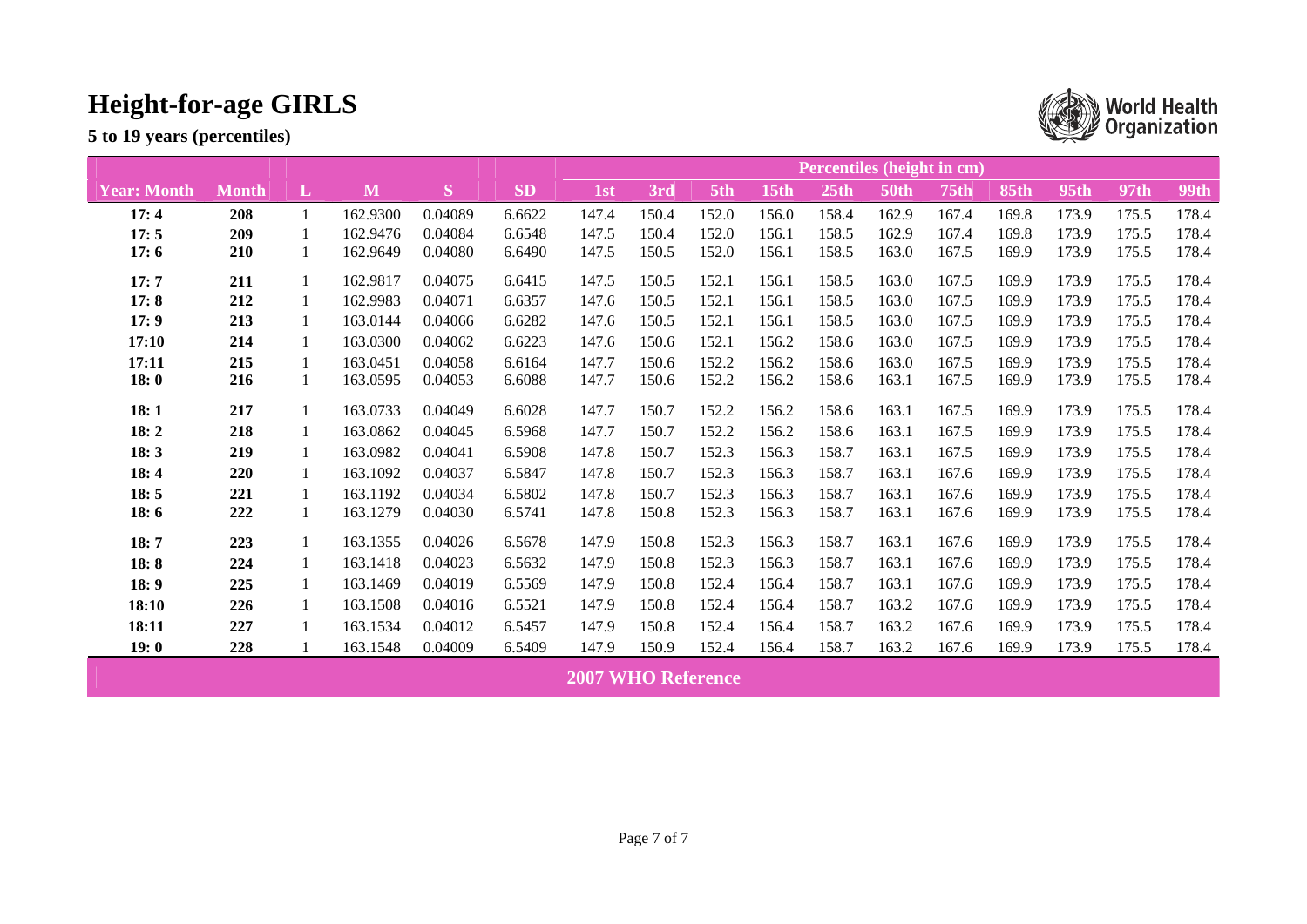# Height-for-age GIRLS

**5 to 19 years (percentiles)**

| | | | | | | Percentiles (height in cm) | | | | | | | | | | |
|---|---|---|---|---|---|---|---|---|---|---|---|---|---|---|---|---|
| **Year: Month** | **Month** | **L** | **M** | **S** | **SD** | **1st** | **3rd** | **5th** | **15th** | **25th** | **50th** | **75th** | **85th** | **95th** | **97th** | **99th** |
| **17: 4** | **208** | 1 | 162.9300 | 0.04089 | 6.6622 | 147.4 | 150.4 | 152.0 | 156.0 | 158.4 | 162.9 | 167.4 | 169.8 | 173.9 | 175.5 | 178.4 |
| **17: 5** | **209** | 1 | 162.9476 | 0.04084 | 6.6548 | 147.5 | 150.4 | 152.0 | 156.1 | 158.5 | 162.9 | 167.4 | 169.8 | 173.9 | 175.5 | 178.4 |
| **17: 6** | **210** | 1 | 162.9649 | 0.04080 | 6.6490 | 147.5 | 150.5 | 152.0 | 156.1 | 158.5 | 163.0 | 167.5 | 169.9 | 173.9 | 175.5 | 178.4 |
| **17: 7** | **211** | 1 | 162.9817 | 0.04075 | 6.6415 | 147.5 | 150.5 | 152.1 | 156.1 | 158.5 | 163.0 | 167.5 | 169.9 | 173.9 | 175.5 | 178.4 |
| **17: 8** | **212** | 1 | 162.9983 | 0.04071 | 6.6357 | 147.6 | 150.5 | 152.1 | 156.1 | 158.5 | 163.0 | 167.5 | 169.9 | 173.9 | 175.5 | 178.4 |
| **17: 9** | **213** | 1 | 163.0144 | 0.04066 | 6.6282 | 147.6 | 150.5 | 152.1 | 156.1 | 158.5 | 163.0 | 167.5 | 169.9 | 173.9 | 175.5 | 178.4 |
| **17:10** | **214** | 1 | 163.0300 | 0.04062 | 6.6223 | 147.6 | 150.6 | 152.1 | 156.2 | 158.6 | 163.0 | 167.5 | 169.9 | 173.9 | 175.5 | 178.4 |
| **17:11** | **215** | 1 | 163.0451 | 0.04058 | 6.6164 | 147.7 | 150.6 | 152.2 | 156.2 | 158.6 | 163.0 | 167.5 | 169.9 | 173.9 | 175.5 | 178.4 |
| **18: 0** | **216** | 1 | 163.0595 | 0.04053 | 6.6088 | 147.7 | 150.6 | 152.2 | 156.2 | 158.6 | 163.1 | 167.5 | 169.9 | 173.9 | 175.5 | 178.4 |
| **18: 1** | **217** | 1 | 163.0733 | 0.04049 | 6.6028 | 147.7 | 150.7 | 152.2 | 156.2 | 158.6 | 163.1 | 167.5 | 169.9 | 173.9 | 175.5 | 178.4 |
| **18: 2** | **218** | 1 | 163.0862 | 0.04045 | 6.5968 | 147.7 | 150.7 | 152.2 | 156.2 | 158.6 | 163.1 | 167.5 | 169.9 | 173.9 | 175.5 | 178.4 |
| **18: 3** | **219** | 1 | 163.0982 | 0.04041 | 6.5908 | 147.8 | 150.7 | 152.3 | 156.3 | 158.7 | 163.1 | 167.5 | 169.9 | 173.9 | 175.5 | 178.4 |
| **18: 4** | **220** | 1 | 163.1092 | 0.04037 | 6.5847 | 147.8 | 150.7 | 152.3 | 156.3 | 158.7 | 163.1 | 167.6 | 169.9 | 173.9 | 175.5 | 178.4 |
| **18: 5** | **221** | 1 | 163.1192 | 0.04034 | 6.5802 | 147.8 | 150.7 | 152.3 | 156.3 | 158.7 | 163.1 | 167.6 | 169.9 | 173.9 | 175.5 | 178.4 |
| **18: 6** | **222** | 1 | 163.1279 | 0.04030 | 6.5741 | 147.8 | 150.8 | 152.3 | 156.3 | 158.7 | 163.1 | 167.6 | 169.9 | 173.9 | 175.5 | 178.4 |
| **18: 7** | **223** | 1 | 163.1355 | 0.04026 | 6.5678 | 147.9 | 150.8 | 152.3 | 156.3 | 158.7 | 163.1 | 167.6 | 169.9 | 173.9 | 175.5 | 178.4 |
| **18: 8** | **224** | 1 | 163.1418 | 0.04023 | 6.5632 | 147.9 | 150.8 | 152.3 | 156.3 | 158.7 | 163.1 | 167.6 | 169.9 | 173.9 | 175.5 | 178.4 |
| **18: 9** | **225** | 1 | 163.1469 | 0.04019 | 6.5569 | 147.9 | 150.8 | 152.4 | 156.4 | 158.7 | 163.1 | 167.6 | 169.9 | 173.9 | 175.5 | 178.4 |
| **18:10** | **226** | 1 | 163.1508 | 0.04016 | 6.5521 | 147.9 | 150.8 | 152.4 | 156.4 | 158.7 | 163.2 | 167.6 | 169.9 | 173.9 | 175.5 | 178.4 |
| **18:11** | **227** | 1 | 163.1534 | 0.04012 | 6.5457 | 147.9 | 150.8 | 152.4 | 156.4 | 158.7 | 163.2 | 167.6 | 169.9 | 173.9 | 175.5 | 178.4 |
| **19: 0** | **228** | 1 | 163.1548 | 0.04009 | 6.5409 | 147.9 | 150.9 | 152.4 | 156.4 | 158.7 | 163.2 | 167.6 | 169.9 | 173.9 | 175.5 | 178.4 |

**2007 WHO Reference**